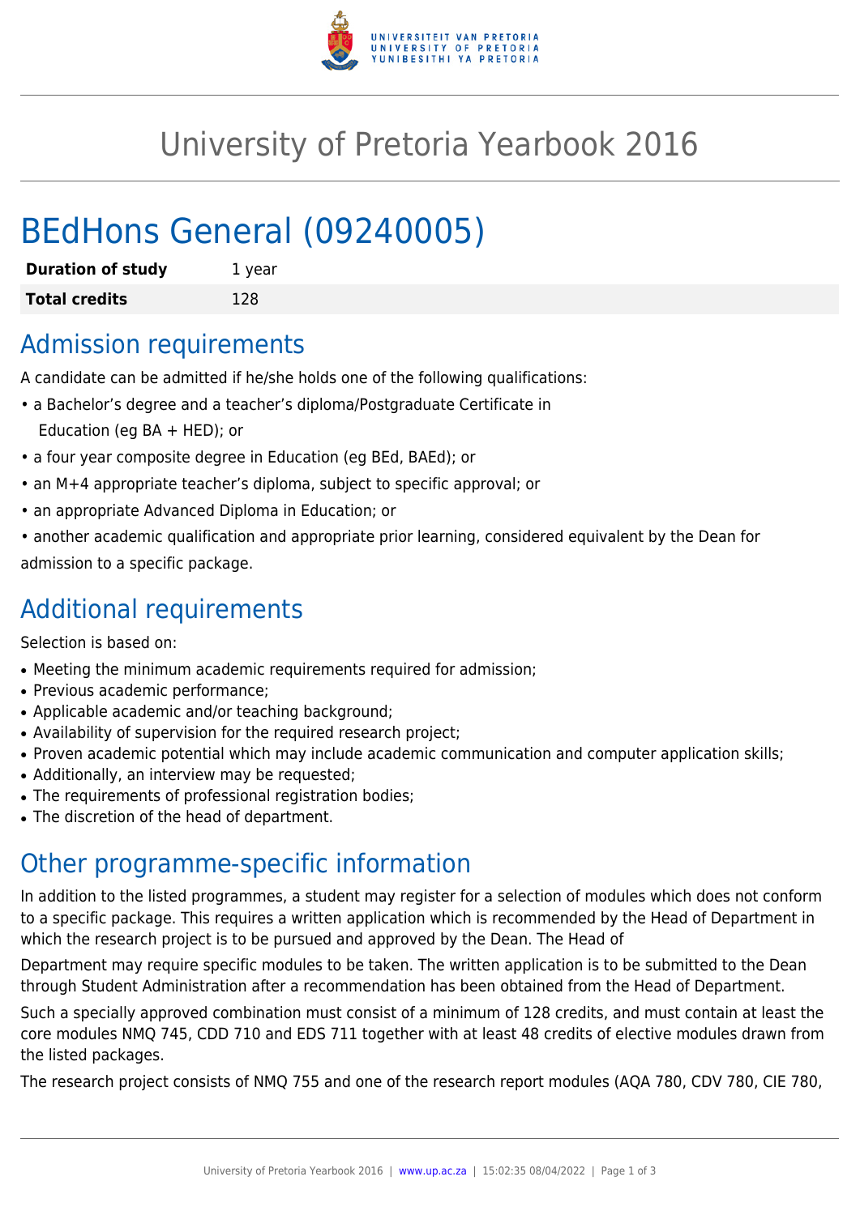# University of Pretoria Yearbook 2016

# BEdHons General (09240005)

| **Duration of study** | 1 year |
|---|---|
| **Total credits** | 128 |

## Admission requirements

A candidate can be admitted if he/she holds one of the following qualifications:

- a Bachelor's degree and a teacher's diploma/Postgraduate Certificate in Education (eg BA + HED); or
- a four year composite degree in Education (eg BEd, BAEd); or
- an M+4 appropriate teacher's diploma, subject to specific approval; or
- an appropriate Advanced Diploma in Education; or
- another academic qualification and appropriate prior learning, considered equivalent by the Dean for admission to a specific package.

## Additional requirements

Selection is based on:

- Meeting the minimum academic requirements required for admission;
- Previous academic performance;
- Applicable academic and/or teaching background;
- Availability of supervision for the required research project;
- Proven academic potential which may include academic communication and computer application skills;
- Additionally, an interview may be requested;
- The requirements of professional registration bodies;
- The discretion of the head of department.

## Other programme-specific information

In addition to the listed programmes, a student may register for a selection of modules which does not conform to a specific package. This requires a written application which is recommended by the Head of Department in which the research project is to be pursued and approved by the Dean. The Head of

Department may require specific modules to be taken. The written application is to be submitted to the Dean through Student Administration after a recommendation has been obtained from the Head of Department.

Such a specially approved combination must consist of a minimum of 128 credits, and must contain at least the core modules NMQ 745, CDD 710 and EDS 711 together with at least 48 credits of elective modules drawn from the listed packages.

The research project consists of NMQ 755 and one of the research report modules (AQA 780, CDV 780, CIE 780,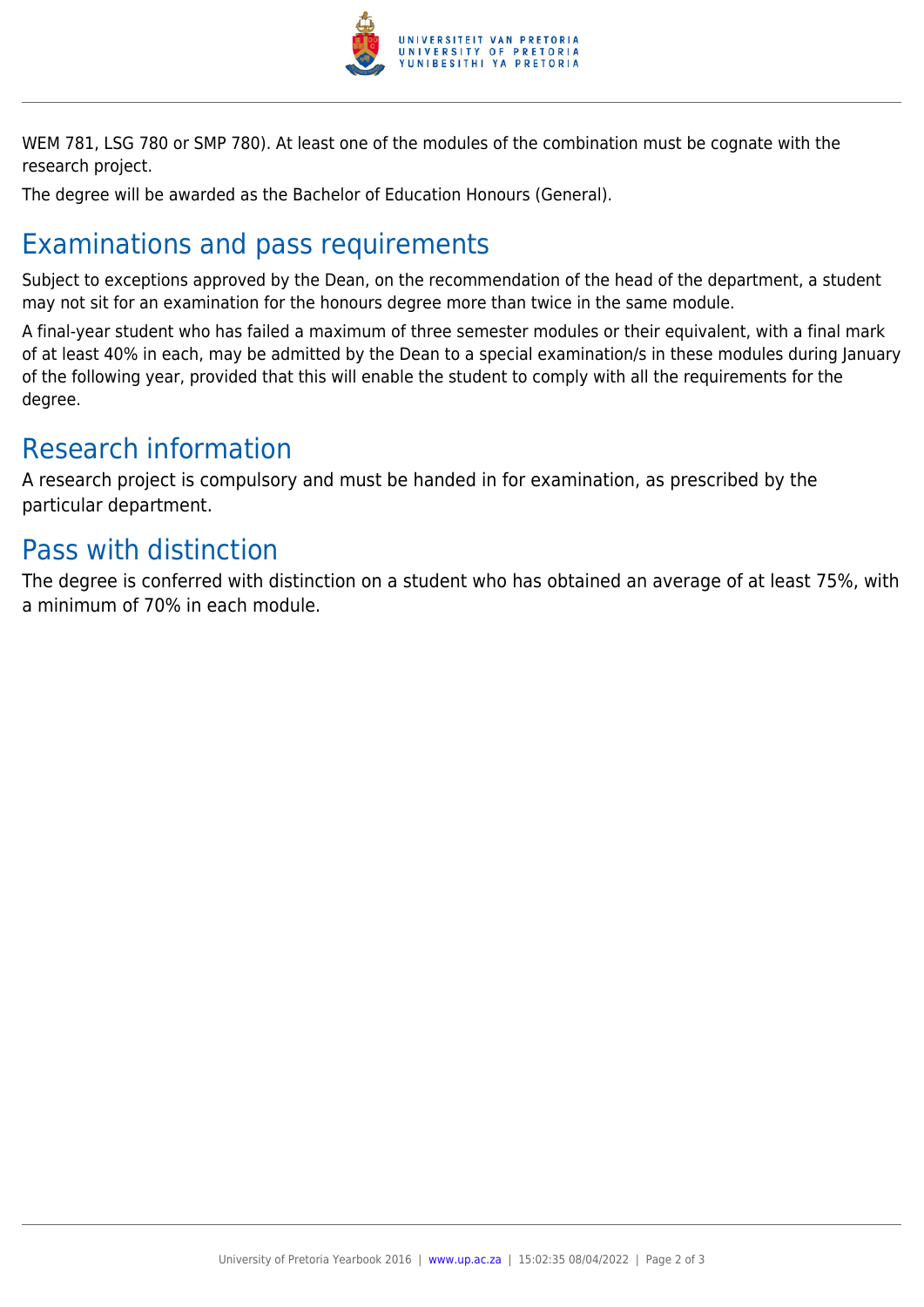WEM 781, LSG 780 or SMP 780). At least one of the modules of the combination must be cognate with the research project.

The degree will be awarded as the Bachelor of Education Honours (General).

## Examinations and pass requirements

Subject to exceptions approved by the Dean, on the recommendation of the head of the department, a student may not sit for an examination for the honours degree more than twice in the same module.

A final-year student who has failed a maximum of three semester modules or their equivalent, with a final mark of at least 40% in each, may be admitted by the Dean to a special examination/s in these modules during January of the following year, provided that this will enable the student to comply with all the requirements for the degree.

## Research information

A research project is compulsory and must be handed in for examination, as prescribed by the particular department.

## Pass with distinction

The degree is conferred with distinction on a student who has obtained an average of at least 75%, with a minimum of 70% in each module.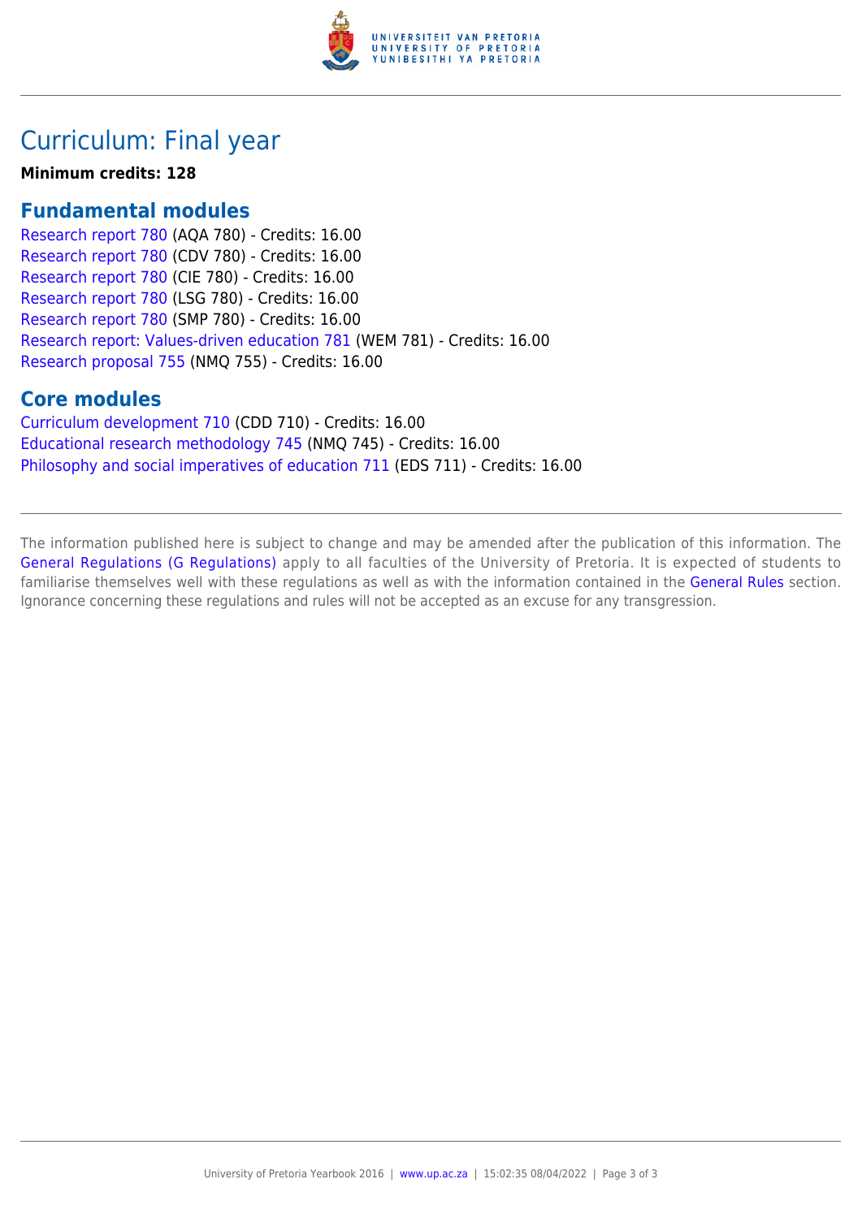# Curriculum: Final year

**Minimum credits: 128**

## Fundamental modules

Research report 780 (AQA 780) - Credits: 16.00
Research report 780 (CDV 780) - Credits: 16.00
Research report 780 (CIE 780) - Credits: 16.00
Research report 780 (LSG 780) - Credits: 16.00
Research report 780 (SMP 780) - Credits: 16.00
Research report: Values-driven education 781 (WEM 781) - Credits: 16.00
Research proposal 755 (NMQ 755) - Credits: 16.00

## Core modules

Curriculum development 710 (CDD 710) - Credits: 16.00
Educational research methodology 745 (NMQ 745) - Credits: 16.00
Philosophy and social imperatives of education 711 (EDS 711) - Credits: 16.00

The information published here is subject to change and may be amended after the publication of this information. The General Regulations (G Regulations) apply to all faculties of the University of Pretoria. It is expected of students to familiarise themselves well with these regulations as well as with the information contained in the General Rules section. Ignorance concerning these regulations and rules will not be accepted as an excuse for any transgression.